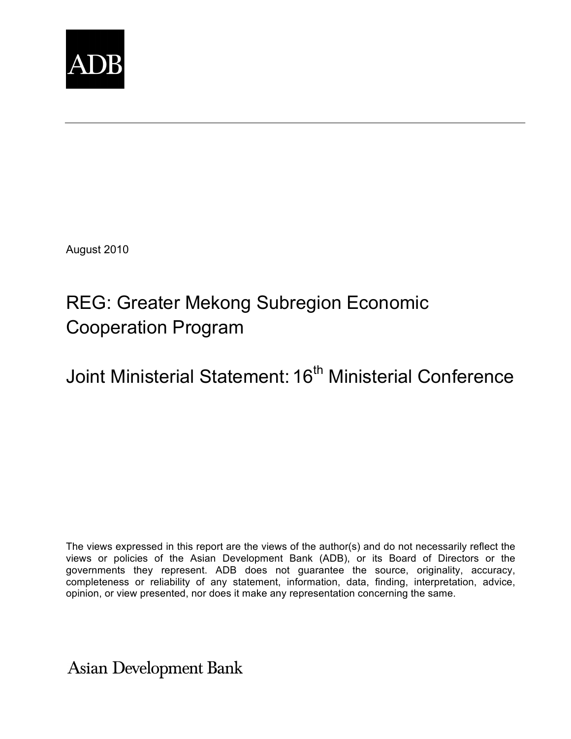ADB

August 2010

# REG: Greater Mekong Subregion Economic Cooperation Program

# Joint Ministerial Statement: 16th Ministerial Conference

The views expressed in this report are the views of the author(s) and do not necessarily reflect the views or policies of the Asian Development Bank (ADB), or its Board of Directors or the governments they represent. ADB does not guarantee the source, originality, accuracy, completeness or reliability of any statement, information, data, finding, interpretation, advice, opinion, or view presented, nor does it make any representation concerning the same.

Asian Development Bank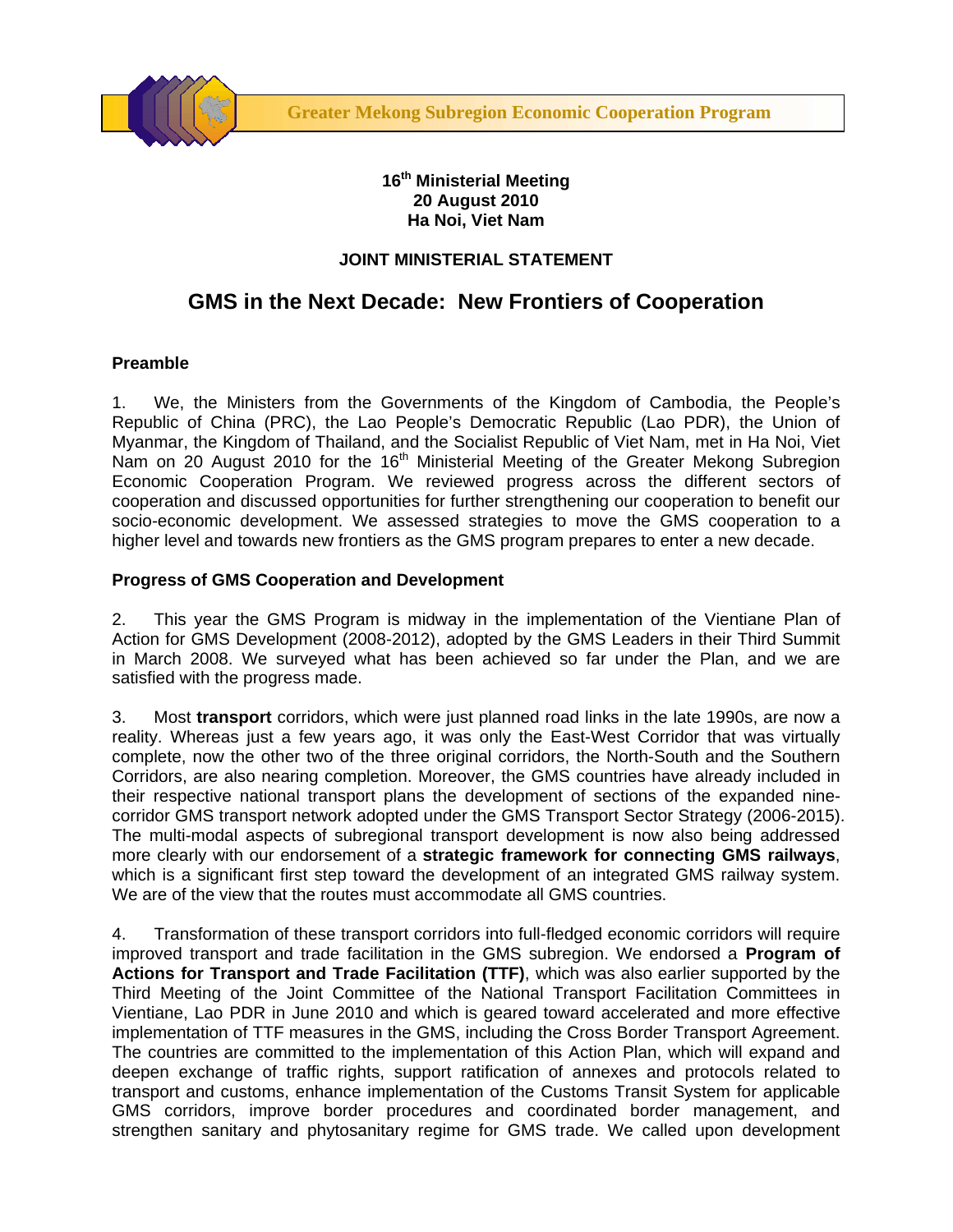Greater Mekong Subregion Economic Cooperation Program

**16th Ministerial Meeting**
**20 August 2010**
**Ha Noi, Viet Nam**

**JOINT MINISTERIAL STATEMENT**

# GMS in the Next Decade: New Frontiers of Cooperation

## Preamble

1. We, the Ministers from the Governments of the Kingdom of Cambodia, the People's Republic of China (PRC), the Lao People's Democratic Republic (Lao PDR), the Union of Myanmar, the Kingdom of Thailand, and the Socialist Republic of Viet Nam, met in Ha Noi, Viet Nam on 20 August 2010 for the 16th Ministerial Meeting of the Greater Mekong Subregion Economic Cooperation Program. We reviewed progress across the different sectors of cooperation and discussed opportunities for further strengthening our cooperation to benefit our socio-economic development. We assessed strategies to move the GMS cooperation to a higher level and towards new frontiers as the GMS program prepares to enter a new decade.

## Progress of GMS Cooperation and Development

2. This year the GMS Program is midway in the implementation of the Vientiane Plan of Action for GMS Development (2008-2012), adopted by the GMS Leaders in their Third Summit in March 2008. We surveyed what has been achieved so far under the Plan, and we are satisfied with the progress made.

3. Most **transport** corridors, which were just planned road links in the late 1990s, are now a reality. Whereas just a few years ago, it was only the East-West Corridor that was virtually complete, now the other two of the three original corridors, the North-South and the Southern Corridors, are also nearing completion. Moreover, the GMS countries have already included in their respective national transport plans the development of sections of the expanded nine-corridor GMS transport network adopted under the GMS Transport Sector Strategy (2006-2015). The multi-modal aspects of subregional transport development is now also being addressed more clearly with our endorsement of a **strategic framework for connecting GMS railways**, which is a significant first step toward the development of an integrated GMS railway system. We are of the view that the routes must accommodate all GMS countries.

4. Transformation of these transport corridors into full-fledged economic corridors will require improved transport and trade facilitation in the GMS subregion. We endorsed a **Program of Actions for Transport and Trade Facilitation (TTF)**, which was also earlier supported by the Third Meeting of the Joint Committee of the National Transport Facilitation Committees in Vientiane, Lao PDR in June 2010 and which is geared toward accelerated and more effective implementation of TTF measures in the GMS, including the Cross Border Transport Agreement. The countries are committed to the implementation of this Action Plan, which will expand and deepen exchange of traffic rights, support ratification of annexes and protocols related to transport and customs, enhance implementation of the Customs Transit System for applicable GMS corridors, improve border procedures and coordinated border management, and strengthen sanitary and phytosanitary regime for GMS trade. We called upon development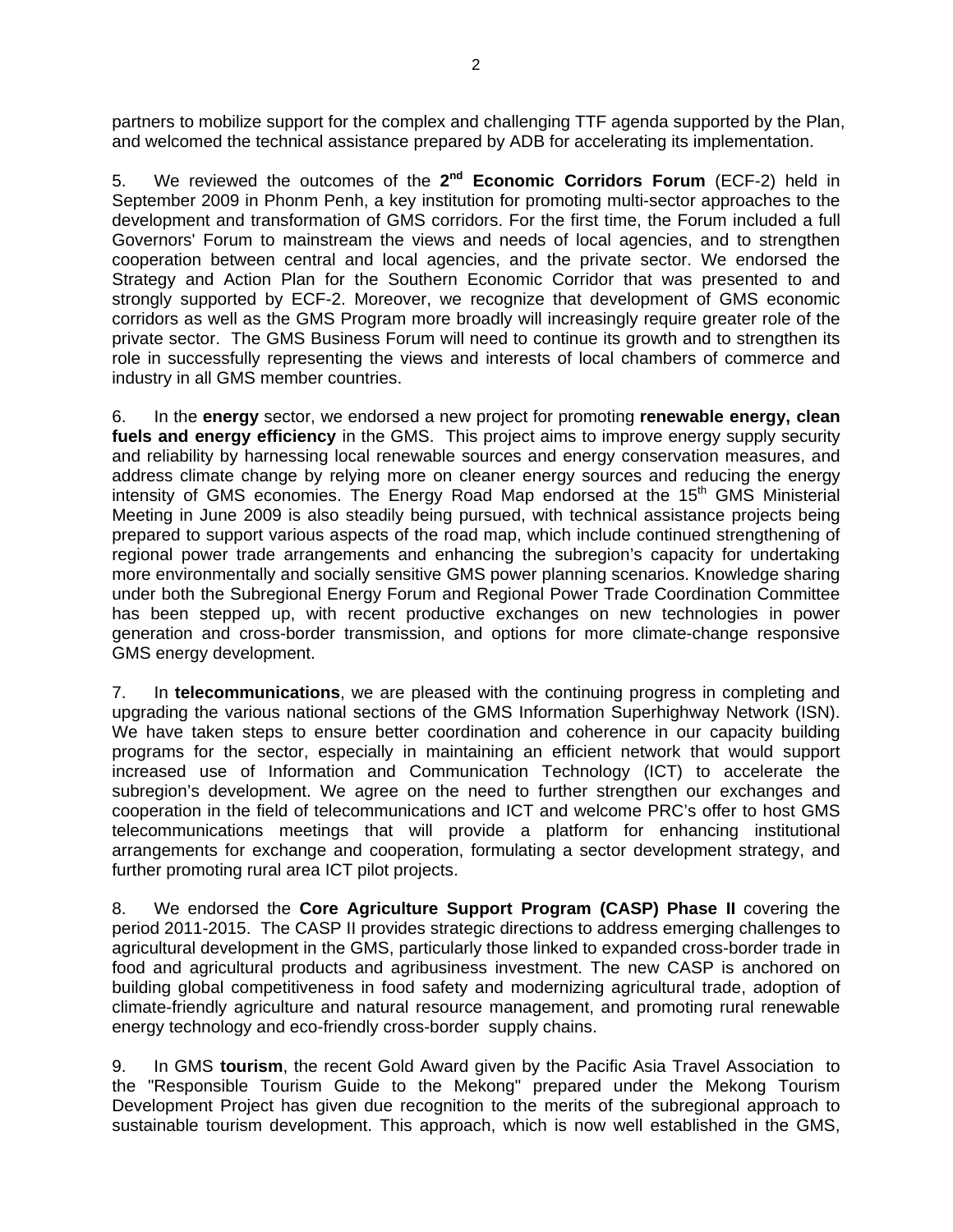partners to mobilize support for the complex and challenging TTF agenda supported by the Plan, and welcomed the technical assistance prepared by ADB for accelerating its implementation.

5. We reviewed the outcomes of the **2nd Economic Corridors Forum** (ECF-2) held in September 2009 in Phonm Penh, a key institution for promoting multi-sector approaches to the development and transformation of GMS corridors. For the first time, the Forum included a full Governors' Forum to mainstream the views and needs of local agencies, and to strengthen cooperation between central and local agencies, and the private sector. We endorsed the Strategy and Action Plan for the Southern Economic Corridor that was presented to and strongly supported by ECF-2. Moreover, we recognize that development of GMS economic corridors as well as the GMS Program more broadly will increasingly require greater role of the private sector. The GMS Business Forum will need to continue its growth and to strengthen its role in successfully representing the views and interests of local chambers of commerce and industry in all GMS member countries.

6. In the **energy** sector, we endorsed a new project for promoting **renewable energy, clean fuels and energy efficiency** in the GMS. This project aims to improve energy supply security and reliability by harnessing local renewable sources and energy conservation measures, and address climate change by relying more on cleaner energy sources and reducing the energy intensity of GMS economies. The Energy Road Map endorsed at the 15th GMS Ministerial Meeting in June 2009 is also steadily being pursued, with technical assistance projects being prepared to support various aspects of the road map, which include continued strengthening of regional power trade arrangements and enhancing the subregion's capacity for undertaking more environmentally and socially sensitive GMS power planning scenarios. Knowledge sharing under both the Subregional Energy Forum and Regional Power Trade Coordination Committee has been stepped up, with recent productive exchanges on new technologies in power generation and cross-border transmission, and options for more climate-change responsive GMS energy development.

7. In **telecommunications**, we are pleased with the continuing progress in completing and upgrading the various national sections of the GMS Information Superhighway Network (ISN). We have taken steps to ensure better coordination and coherence in our capacity building programs for the sector, especially in maintaining an efficient network that would support increased use of Information and Communication Technology (ICT) to accelerate the subregion's development. We agree on the need to further strengthen our exchanges and cooperation in the field of telecommunications and ICT and welcome PRC's offer to host GMS telecommunications meetings that will provide a platform for enhancing institutional arrangements for exchange and cooperation, formulating a sector development strategy, and further promoting rural area ICT pilot projects.

8. We endorsed the **Core Agriculture Support Program (CASP) Phase II** covering the period 2011-2015. The CASP II provides strategic directions to address emerging challenges to agricultural development in the GMS, particularly those linked to expanded cross-border trade in food and agricultural products and agribusiness investment. The new CASP is anchored on building global competitiveness in food safety and modernizing agricultural trade, adoption of climate-friendly agriculture and natural resource management, and promoting rural renewable energy technology and eco-friendly cross-border supply chains.

9. In GMS **tourism**, the recent Gold Award given by the Pacific Asia Travel Association to the "Responsible Tourism Guide to the Mekong" prepared under the Mekong Tourism Development Project has given due recognition to the merits of the subregional approach to sustainable tourism development. This approach, which is now well established in the GMS,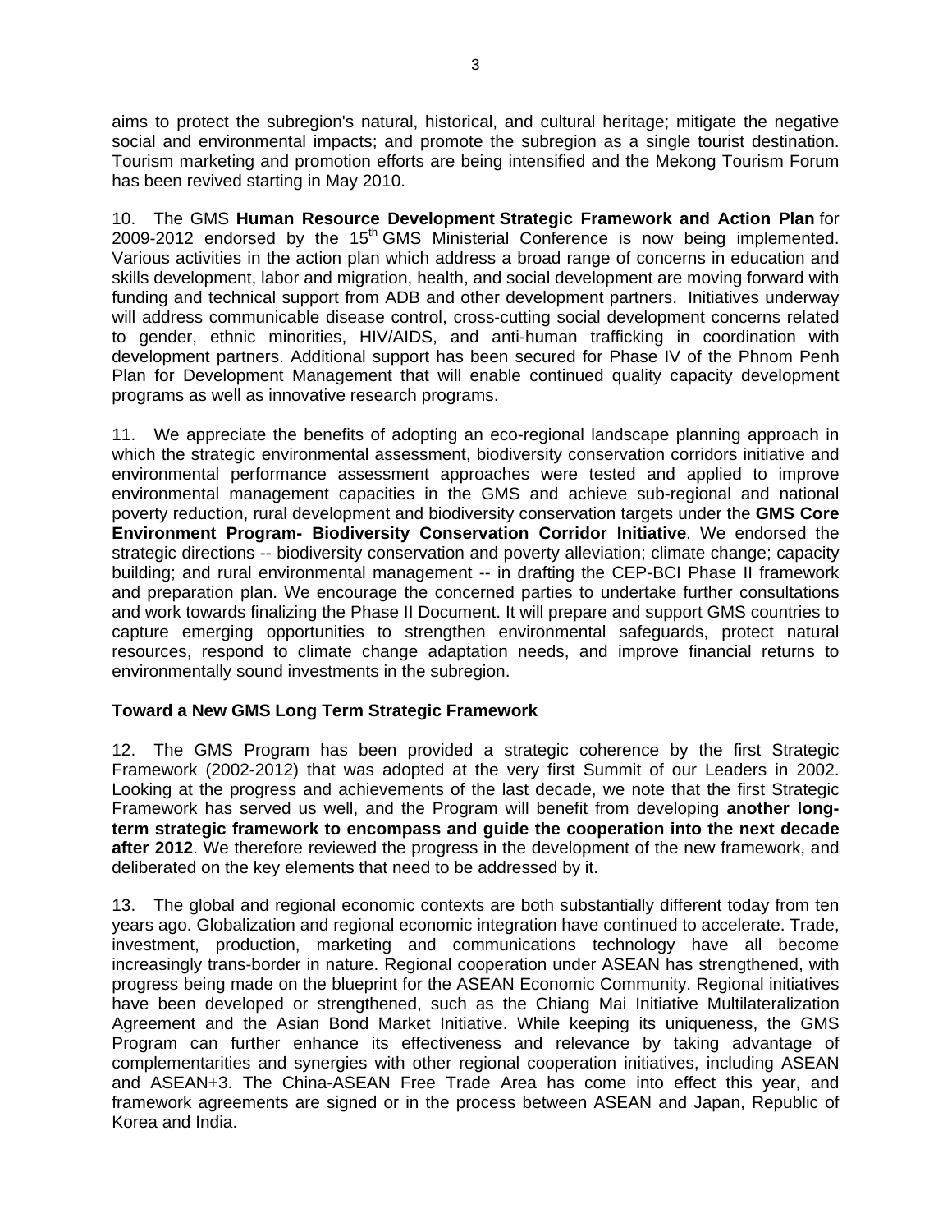aims to protect the subregion's natural, historical, and cultural heritage; mitigate the negative social and environmental impacts; and promote the subregion as a single tourist destination. Tourism marketing and promotion efforts are being intensified and the Mekong Tourism Forum has been revived starting in May 2010.

10. The GMS **Human Resource Development Strategic Framework and Action Plan** for 2009-2012 endorsed by the 15th GMS Ministerial Conference is now being implemented. Various activities in the action plan which address a broad range of concerns in education and skills development, labor and migration, health, and social development are moving forward with funding and technical support from ADB and other development partners. Initiatives underway will address communicable disease control, cross-cutting social development concerns related to gender, ethnic minorities, HIV/AIDS, and anti-human trafficking in coordination with development partners. Additional support has been secured for Phase IV of the Phnom Penh Plan for Development Management that will enable continued quality capacity development programs as well as innovative research programs.

11. We appreciate the benefits of adopting an eco-regional landscape planning approach in which the strategic environmental assessment, biodiversity conservation corridors initiative and environmental performance assessment approaches were tested and applied to improve environmental management capacities in the GMS and achieve sub-regional and national poverty reduction, rural development and biodiversity conservation targets under the **GMS Core Environment Program- Biodiversity Conservation Corridor Initiative**. We endorsed the strategic directions -- biodiversity conservation and poverty alleviation; climate change; capacity building; and rural environmental management -- in drafting the CEP-BCI Phase II framework and preparation plan. We encourage the concerned parties to undertake further consultations and work towards finalizing the Phase II Document. It will prepare and support GMS countries to capture emerging opportunities to strengthen environmental safeguards, protect natural resources, respond to climate change adaptation needs, and improve financial returns to environmentally sound investments in the subregion.

**Toward a New GMS Long Term Strategic Framework**

12. The GMS Program has been provided a strategic coherence by the first Strategic Framework (2002-2012) that was adopted at the very first Summit of our Leaders in 2002. Looking at the progress and achievements of the last decade, we note that the first Strategic Framework has served us well, and the Program will benefit from developing **another long-term strategic framework to encompass and guide the cooperation into the next decade after 2012**. We therefore reviewed the progress in the development of the new framework, and deliberated on the key elements that need to be addressed by it.

13. The global and regional economic contexts are both substantially different today from ten years ago. Globalization and regional economic integration have continued to accelerate. Trade, investment, production, marketing and communications technology have all become increasingly trans-border in nature. Regional cooperation under ASEAN has strengthened, with progress being made on the blueprint for the ASEAN Economic Community. Regional initiatives have been developed or strengthened, such as the Chiang Mai Initiative Multilateralization Agreement and the Asian Bond Market Initiative. While keeping its uniqueness, the GMS Program can further enhance its effectiveness and relevance by taking advantage of complementarities and synergies with other regional cooperation initiatives, including ASEAN and ASEAN+3. The China-ASEAN Free Trade Area has come into effect this year, and framework agreements are signed or in the process between ASEAN and Japan, Republic of Korea and India.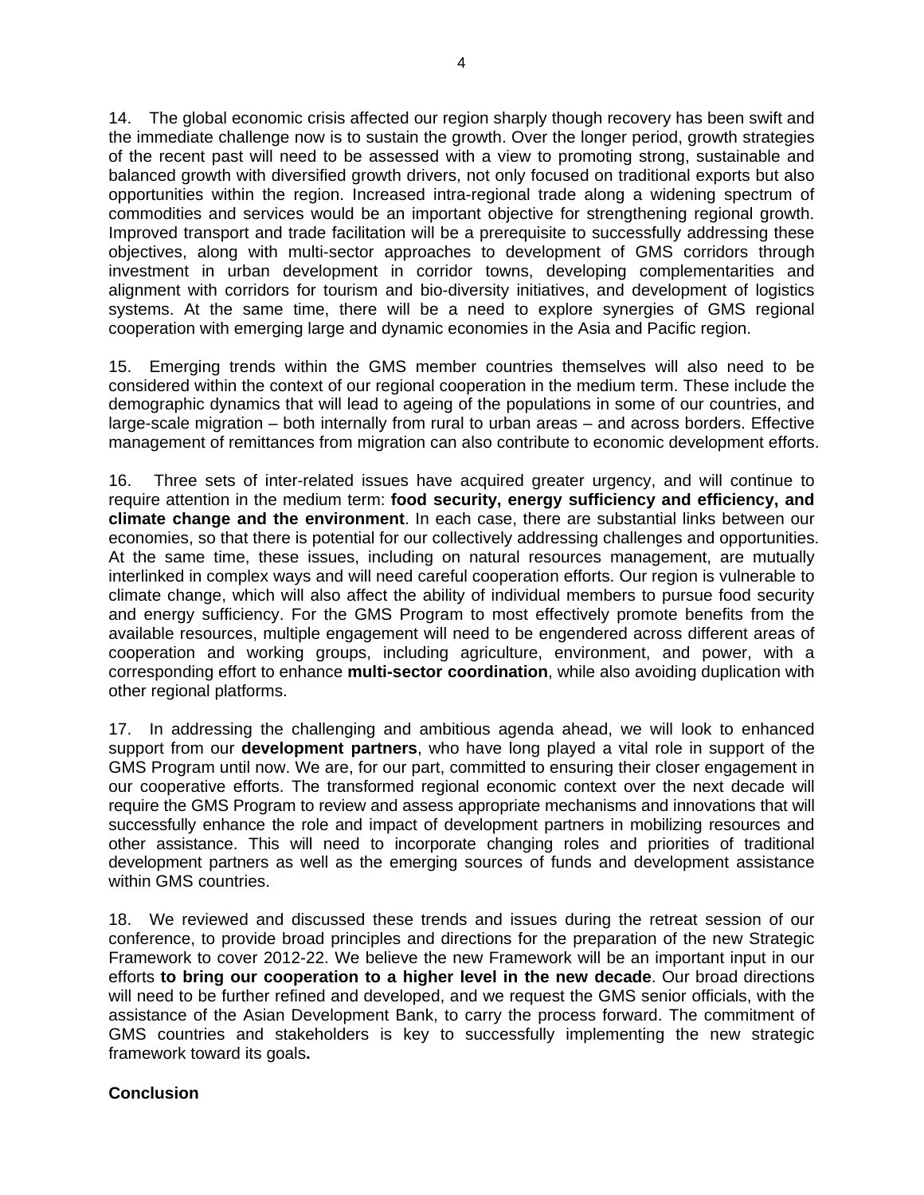14. The global economic crisis affected our region sharply though recovery has been swift and the immediate challenge now is to sustain the growth. Over the longer period, growth strategies of the recent past will need to be assessed with a view to promoting strong, sustainable and balanced growth with diversified growth drivers, not only focused on traditional exports but also opportunities within the region. Increased intra-regional trade along a widening spectrum of commodities and services would be an important objective for strengthening regional growth. Improved transport and trade facilitation will be a prerequisite to successfully addressing these objectives, along with multi-sector approaches to development of GMS corridors through investment in urban development in corridor towns, developing complementarities and alignment with corridors for tourism and bio-diversity initiatives, and development of logistics systems. At the same time, there will be a need to explore synergies of GMS regional cooperation with emerging large and dynamic economies in the Asia and Pacific region.

15. Emerging trends within the GMS member countries themselves will also need to be considered within the context of our regional cooperation in the medium term. These include the demographic dynamics that will lead to ageing of the populations in some of our countries, and large-scale migration – both internally from rural to urban areas – and across borders. Effective management of remittances from migration can also contribute to economic development efforts.

16. Three sets of inter-related issues have acquired greater urgency, and will continue to require attention in the medium term: **food security, energy sufficiency and efficiency, and climate change and the environment**. In each case, there are substantial links between our economies, so that there is potential for our collectively addressing challenges and opportunities. At the same time, these issues, including on natural resources management, are mutually interlinked in complex ways and will need careful cooperation efforts. Our region is vulnerable to climate change, which will also affect the ability of individual members to pursue food security and energy sufficiency. For the GMS Program to most effectively promote benefits from the available resources, multiple engagement will need to be engendered across different areas of cooperation and working groups, including agriculture, environment, and power, with a corresponding effort to enhance **multi-sector coordination**, while also avoiding duplication with other regional platforms.

17. In addressing the challenging and ambitious agenda ahead, we will look to enhanced support from our **development partners**, who have long played a vital role in support of the GMS Program until now. We are, for our part, committed to ensuring their closer engagement in our cooperative efforts. The transformed regional economic context over the next decade will require the GMS Program to review and assess appropriate mechanisms and innovations that will successfully enhance the role and impact of development partners in mobilizing resources and other assistance. This will need to incorporate changing roles and priorities of traditional development partners as well as the emerging sources of funds and development assistance within GMS countries.

18. We reviewed and discussed these trends and issues during the retreat session of our conference, to provide broad principles and directions for the preparation of the new Strategic Framework to cover 2012-22. We believe the new Framework will be an important input in our efforts **to bring our cooperation to a higher level in the new decade**. Our broad directions will need to be further refined and developed, and we request the GMS senior officials, with the assistance of the Asian Development Bank, to carry the process forward. The commitment of GMS countries and stakeholders is key to successfully implementing the new strategic framework toward its goals.

**Conclusion**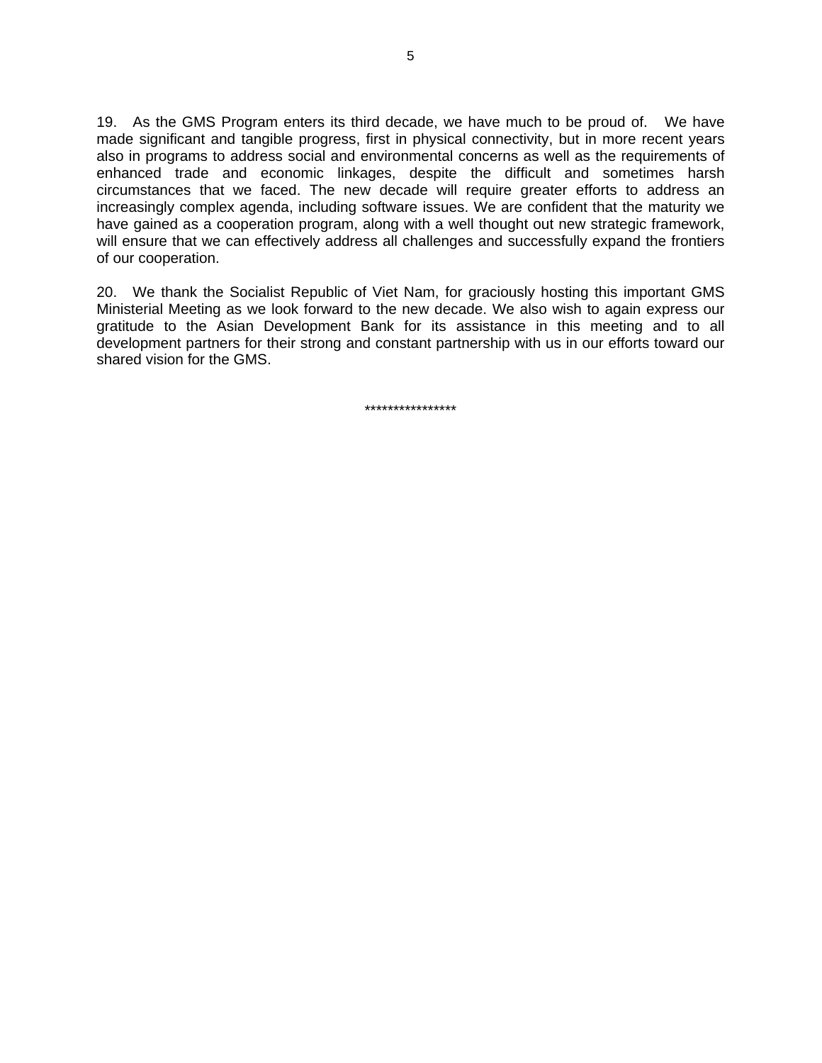19. As the GMS Program enters its third decade, we have much to be proud of. We have made significant and tangible progress, first in physical connectivity, but in more recent years also in programs to address social and environmental concerns as well as the requirements of enhanced trade and economic linkages, despite the difficult and sometimes harsh circumstances that we faced. The new decade will require greater efforts to address an increasingly complex agenda, including software issues. We are confident that the maturity we have gained as a cooperation program, along with a well thought out new strategic framework, will ensure that we can effectively address all challenges and successfully expand the frontiers of our cooperation.

20. We thank the Socialist Republic of Viet Nam, for graciously hosting this important GMS Ministerial Meeting as we look forward to the new decade. We also wish to again express our gratitude to the Asian Development Bank for its assistance in this meeting and to all development partners for their strong and constant partnership with us in our efforts toward our shared vision for the GMS.

****************